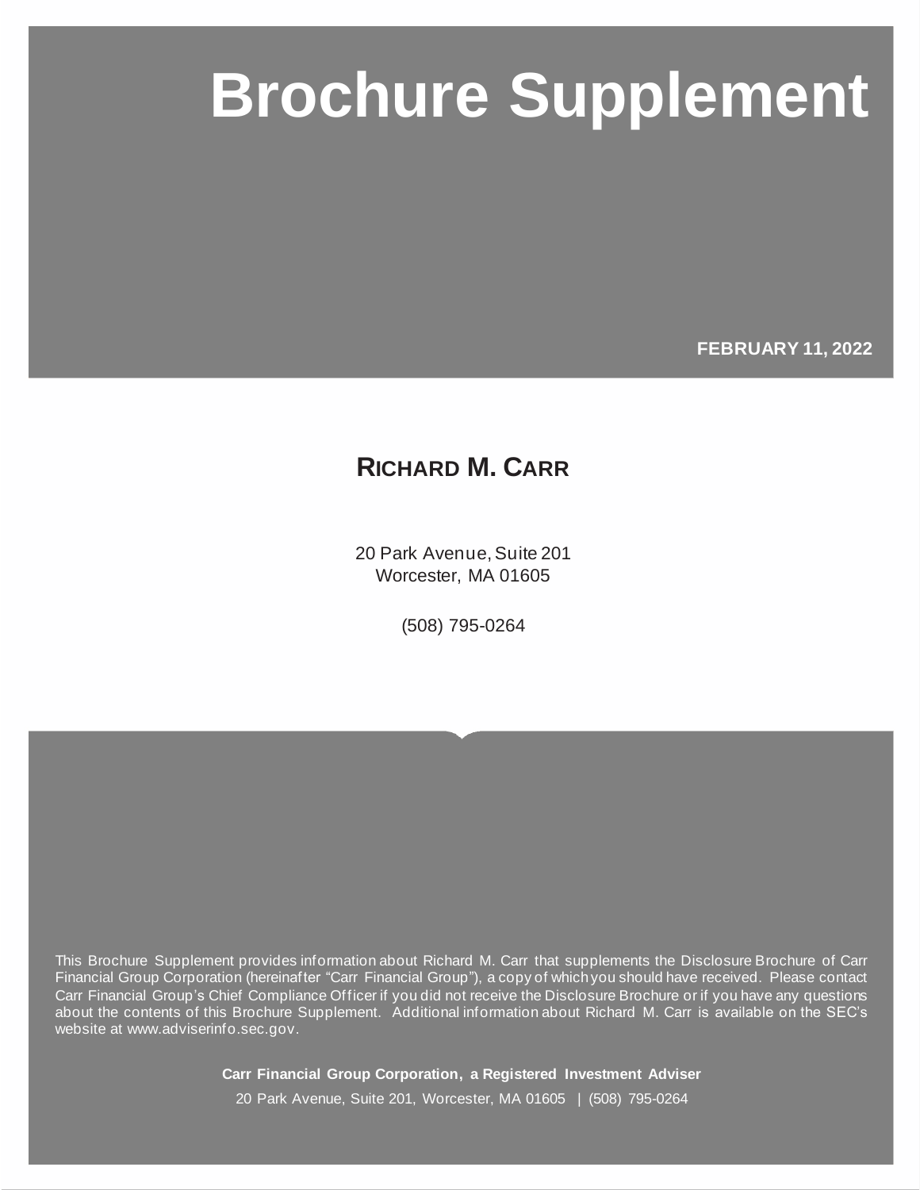# Brochure Supplement

**FEBRUARY 11, 2022**

## RICHARD M. CARR

20 Park Avenue, Suite 201
Worcester, MA 01605

(508) 795-0264

This Brochure Supplement provides information about Richard M. Carr that supplements the Disclosure Brochure of Carr Financial Group Corporation (hereinafter "Carr Financial Group"), a copy of which you should have received. Please contact Carr Financial Group's Chief Compliance Officer if you did not receive the Disclosure Brochure or if you have any questions about the contents of this Brochure Supplement. Additional information about Richard M. Carr is available on the SEC's website at www.adviserinfo.sec.gov.

**Carr Financial Group Corporation, a Registered Investment Adviser**

20 Park Avenue, Suite 201, Worcester, MA 01605 | (508) 795-0264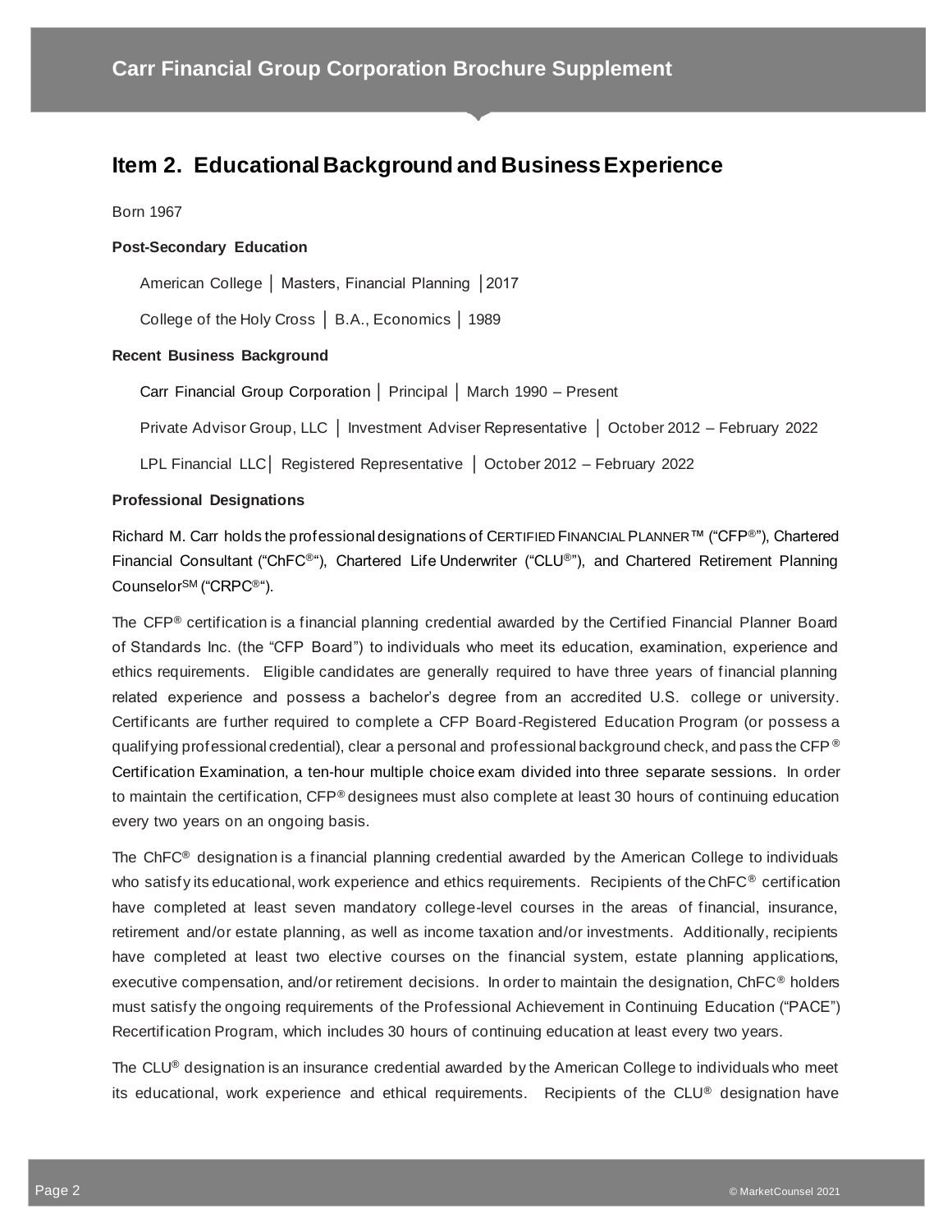## Item 2. Educational Background and Business Experience

Born 1967

**Post-Secondary Education**

American College │ Masters, Financial Planning │2017

College of the Holy Cross │ B.A., Economics │ 1989

**Recent Business Background**

Carr Financial Group Corporation │ Principal │ March 1990 – Present

Private Advisor Group, LLC │ Investment Adviser Representative │ October 2012 – February 2022

LPL Financial LLC│ Registered Representative │ October 2012 – February 2022

**Professional Designations**

Richard M. Carr holds the professional designations of CERTIFIED FINANCIAL PLANNER™ ("CFP®"), Chartered Financial Consultant ("ChFC®"), Chartered Life Underwriter ("CLU®"), and Chartered Retirement Planning Counselor℠ ("CRPC®").

The CFP® certification is a financial planning credential awarded by the Certified Financial Planner Board of Standards Inc. (the "CFP Board") to individuals who meet its education, examination, experience and ethics requirements. Eligible candidates are generally required to have three years of financial planning related experience and possess a bachelor's degree from an accredited U.S. college or university. Certificants are further required to complete a CFP Board-Registered Education Program (or possess a qualifying professional credential), clear a personal and professional background check, and pass the CFP® Certification Examination, a ten-hour multiple choice exam divided into three separate sessions. In order to maintain the certification, CFP® designees must also complete at least 30 hours of continuing education every two years on an ongoing basis.

The ChFC® designation is a financial planning credential awarded by the American College to individuals who satisfy its educational, work experience and ethics requirements. Recipients of the ChFC® certification have completed at least seven mandatory college-level courses in the areas of financial, insurance, retirement and/or estate planning, as well as income taxation and/or investments. Additionally, recipients have completed at least two elective courses on the financial system, estate planning applications, executive compensation, and/or retirement decisions. In order to maintain the designation, ChFC® holders must satisfy the ongoing requirements of the Professional Achievement in Continuing Education ("PACE") Recertification Program, which includes 30 hours of continuing education at least every two years.

The CLU® designation is an insurance credential awarded by the American College to individuals who meet its educational, work experience and ethical requirements. Recipients of the CLU® designation have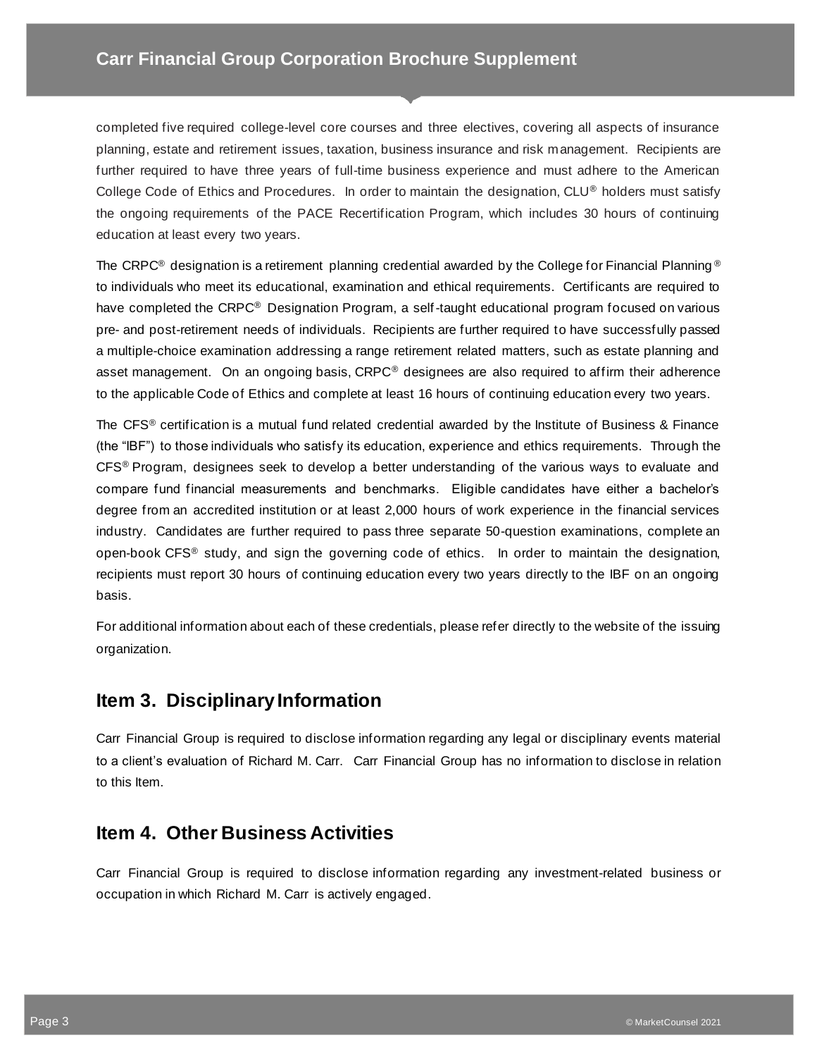completed five required college-level core courses and three electives, covering all aspects of insurance planning, estate and retirement issues, taxation, business insurance and risk management. Recipients are further required to have three years of full-time business experience and must adhere to the American College Code of Ethics and Procedures. In order to maintain the designation, CLU® holders must satisfy the ongoing requirements of the PACE Recertification Program, which includes 30 hours of continuing education at least every two years.

The CRPC® designation is a retirement planning credential awarded by the College for Financial Planning® to individuals who meet its educational, examination and ethical requirements. Certificants are required to have completed the CRPC® Designation Program, a self-taught educational program focused on various pre- and post-retirement needs of individuals. Recipients are further required to have successfully passed a multiple-choice examination addressing a range retirement related matters, such as estate planning and asset management. On an ongoing basis, CRPC® designees are also required to affirm their adherence to the applicable Code of Ethics and complete at least 16 hours of continuing education every two years.

The CFS® certification is a mutual fund related credential awarded by the Institute of Business & Finance (the "IBF") to those individuals who satisfy its education, experience and ethics requirements. Through the CFS® Program, designees seek to develop a better understanding of the various ways to evaluate and compare fund financial measurements and benchmarks. Eligible candidates have either a bachelor's degree from an accredited institution or at least 2,000 hours of work experience in the financial services industry. Candidates are further required to pass three separate 50-question examinations, complete an open-book CFS® study, and sign the governing code of ethics. In order to maintain the designation, recipients must report 30 hours of continuing education every two years directly to the IBF on an ongoing basis.

For additional information about each of these credentials, please refer directly to the website of the issuing organization.

## Item 3. Disciplinary Information

Carr Financial Group is required to disclose information regarding any legal or disciplinary events material to a client's evaluation of Richard M. Carr. Carr Financial Group has no information to disclose in relation to this Item.

## Item 4. Other Business Activities

Carr Financial Group is required to disclose information regarding any investment-related business or occupation in which Richard M. Carr is actively engaged.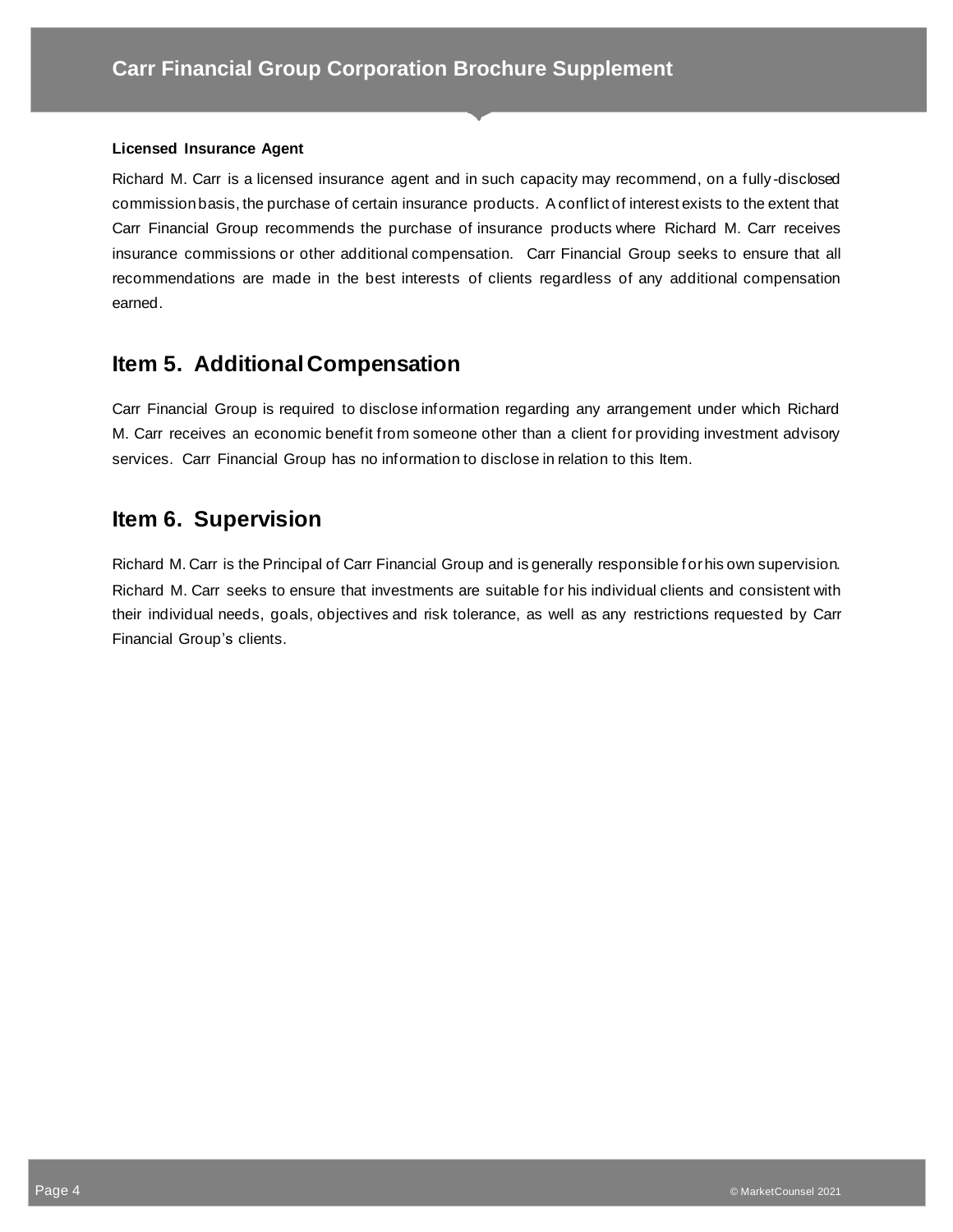**Licensed Insurance Agent**

Richard M. Carr is a licensed insurance agent and in such capacity may recommend, on a fully-disclosed commission basis, the purchase of certain insurance products. A conflict of interest exists to the extent that Carr Financial Group recommends the purchase of insurance products where Richard M. Carr receives insurance commissions or other additional compensation. Carr Financial Group seeks to ensure that all recommendations are made in the best interests of clients regardless of any additional compensation earned.

## Item 5. Additional Compensation

Carr Financial Group is required to disclose information regarding any arrangement under which Richard M. Carr receives an economic benefit from someone other than a client for providing investment advisory services. Carr Financial Group has no information to disclose in relation to this Item.

## Item 6. Supervision

Richard M. Carr is the Principal of Carr Financial Group and is generally responsible for his own supervision. Richard M. Carr seeks to ensure that investments are suitable for his individual clients and consistent with their individual needs, goals, objectives and risk tolerance, as well as any restrictions requested by Carr Financial Group's clients.